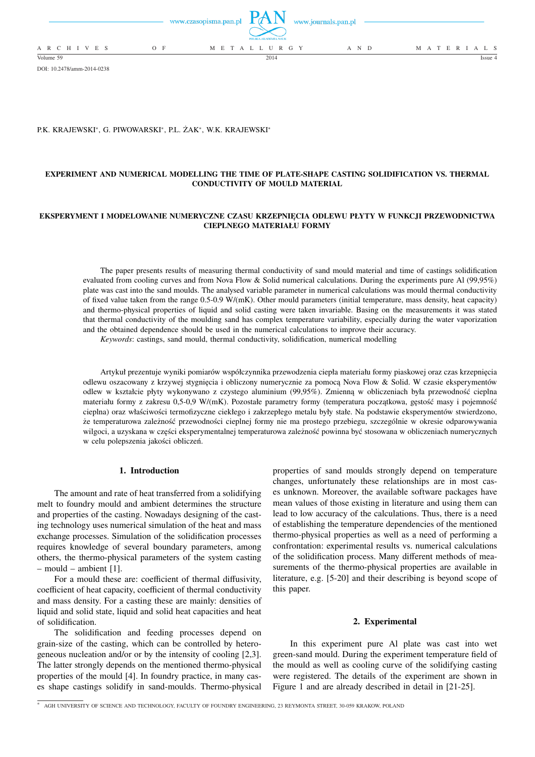DOI: 10.2478/amm-2014-0238

P.K. KRAJEWSKI[∗], G. PIWOWARSKI[∗], P.L. ŻAK[∗], W.K. KRAJEWSKI[∗]

# EXPERIMENT AND NUMERICAL MODELLING THE TIME OF PLATE-SHAPE CASTING SOLIDIFICATION VS. THERMAL CONDUCTIVITY OF MOULD MATERIAL

# EKSPERYMENT I MODELOWANIE NUMERYCZNE CZASU KRZEPNIĘCIA ODLEWU PŁYTY W FUNKCJI PRZEWODNICTWA CIEPLNEGO MATERIAŁU FORMY

The paper presents results of measuring thermal conductivity of sand mould material and time of castings solidification evaluated from cooling curves and from Nova Flow & Solid numerical calculations. During the experiments pure Al (99,95%) plate was cast into the sand moulds. The analysed variable parameter in numerical calculations was mould thermal conductivity of fixed value taken from the range 0.5-0.9 W/(mK). Other mould parameters (initial temperature, mass density, heat capacity) and thermo-physical properties of liquid and solid casting were taken invariable. Basing on the measurements it was stated that thermal conductivity of the moulding sand has complex temperature variability, especially during the water vaporization and the obtained dependence should be used in the numerical calculations to improve their accuracy.

*Keywords*: castings, sand mould, thermal conductivity, solidification, numerical modelling

Artykuł prezentuje wyniki pomiarów współczynnika przewodzenia ciepła materiału formy piaskowej oraz czas krzepnięcia odlewu oszacowany z krzywej stygnięcia i obliczony numerycznie za pomocą Nova Flow & Solid. W czasie eksperymentów odlew w kształcie płyty wykonywano z czystego aluminium (99,95%). Zmienną w obliczeniach była przewodność cieplna materiału formy z zakresu 0,5-0,9 W/(mK). Pozostałe parametry formy (temperatura początkowa, gęstość masy i pojemność cieplna) oraz właściwości termofizyczne ciekłego i zakrzepłego metalu były stałe. Na podstawie eksperymentów stwierdzono, że temperaturowa zależność przewodności cieplnej formy nie ma prostego przebiegu, szczególnie w okresie odparowywania wilgoci, a uzyskana w części eksperymentalnej temperaturowa zależność powinna być stosowana w obliczeniach numerycznych w celu polepszenia jakości obliczeń.

## 1. Introduction

The amount and rate of heat transferred from a solidifying melt to foundry mould and ambient determines the structure and properties of the casting. Nowadays designing of the casting technology uses numerical simulation of the heat and mass exchange processes. Simulation of the solidification processes requires knowledge of several boundary parameters, among others, the thermo-physical parameters of the system casting – mould – ambient [1].

For a mould these are: coefficient of thermal diffusivity, coefficient of heat capacity, coefficient of thermal conductivity and mass density. For a casting these are mainly: densities of liquid and solid state, liquid and solid heat capacities and heat of solidification.

The solidification and feeding processes depend on grain-size of the casting, which can be controlled by heterogeneous nucleation and/or or by the intensity of cooling [2,3]. The latter strongly depends on the mentioned thermo-physical properties of the mould [4]. In foundry practice, in many cases shape castings solidify in sand-moulds. Thermo-physical properties of sand moulds strongly depend on temperature changes, unfortunately these relationships are in most cases unknown. Moreover, the available software packages have mean values of those existing in literature and using them can lead to low accuracy of the calculations. Thus, there is a need of establishing the temperature dependencies of the mentioned thermo-physical properties as well as a need of performing a confrontation: experimental results vs. numerical calculations of the solidification process. Many different methods of measurements of the thermo-physical properties are available in literature, e.g. [5-20] and their describing is beyond scope of this paper.

## 2. Experimental

In this experiment pure Al plate was cast into wet green-sand mould. During the experiment temperature field of the mould as well as cooling curve of the solidifying casting were registered. The details of the experiment are shown in Figure 1 and are already described in detail in [21-25].

[∗] AGH UNIVERSITY OF SCIENCE AND TECHNOLOGY, FACULTY OF FOUNDRY ENGINEERING, 23 REYMONTA STREET, 30-059 KRAKOW, POLAND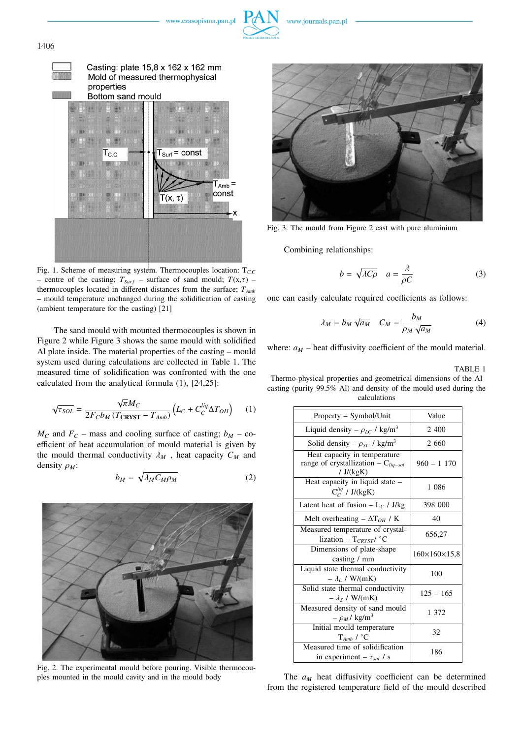Fig. 1. Scheme of measuring system. Thermocouples location: $T_{C.C}$ – centre of the casting; $T_{Surf}$ – surface of sand mould; $T(x,\tau)$ – thermocouples located in different distances from the surface; $T_{Amb}$ – mould temperature unchanged during the solidification of casting (ambient temperature for the casting) [21]

The sand mould with mounted thermocouples is shown in Figure 2 while Figure 3 shows the same mould with solidified Al plate inside. The material properties of the casting – mould system used during calculations are collected in Table 1. The measured time of solidification was confronted with the one calculated from the analytical formula (1), [24,25]:

$$\sqrt{\tau_{SOL}} = \frac{\sqrt{\pi} M_C}{2 F_C b_M \left(T_{\mathbf{CRYST}} - T_{Amb}\right)} \left(L_C + C_C^{liq} \Delta T_{OH}\right) \qquad (1)$$

$M_C$ and $F_C$ – mass and cooling surface of casting; $b_M$ – coefficient of heat accumulation of mould material is given by the mould thermal conductivity $\lambda_M$ , heat capacity $C_M$ and density $\rho_M$:

$$b_M = \sqrt{\lambda_M C_M \rho_M} \qquad (2)$$

Fig. 2. The experimental mould before pouring. Visible thermocouples mounted in the mould cavity and in the mould body

Fig. 3. The mould from Figure 2 cast with pure aluminium

Combining relationships:

$$b = \sqrt{\lambda C \rho} \quad a = \frac{\lambda}{\rho C} \qquad (3)$$

one can easily calculate required coefficients as follows:

$$\lambda_M = b_M \sqrt{a_M} \quad C_M = \frac{b_M}{\rho_M \sqrt{a_M}} \qquad (4)$$

where: $a_M$ – heat diffusivity coefficient of the mould material.

TABLE 1

Thermo-physical properties and geometrical dimensions of the Al casting (purity 99.5% Al) and density of the mould used during the calculations

| Property – Symbol/Unit | Value |
|---|---|
| Liquid density – $\rho_{LC}$ / kg/m$^3$ | 2 400 |
| Solid density – $\rho_{SC}$ / kg/m$^3$ | 2 660 |
| Heat capacity in temperature range of crystallization – $C_{liq-sol}$ / J/(kgK) | 960 – 1 170 |
| Heat capacity in liquid state – $C_C^{liq}$ / J/(kgK) | 1 086 |
| Latent heat of fusion – $L_C$ / J/kg | 398 000 |
| Melt overheating – $\Delta T_{OH}$ / K | 40 |
| Measured temperature of crystallization – $T_{CRYST}$/ °C | 656,27 |
| Dimensions of plate-shape casting / mm | 160×160×15,8 |
| Liquid state thermal conductivity – $\lambda_L$ / W/(mK) | 100 |
| Solid state thermal conductivity – $\lambda_S$ / W/(mK) | 125 – 165 |
| Measured density of sand mould – $\rho_M$ / kg/m$^3$ | 1 372 |
| Initial mould temperature $T_{Amb}$ / °C | 32 |
| Measured time of solidification in experiment – $\tau_{sol}$ / s | 186 |

The $a_M$ heat diffusivity coefficient can be determined from the registered temperature field of the mould described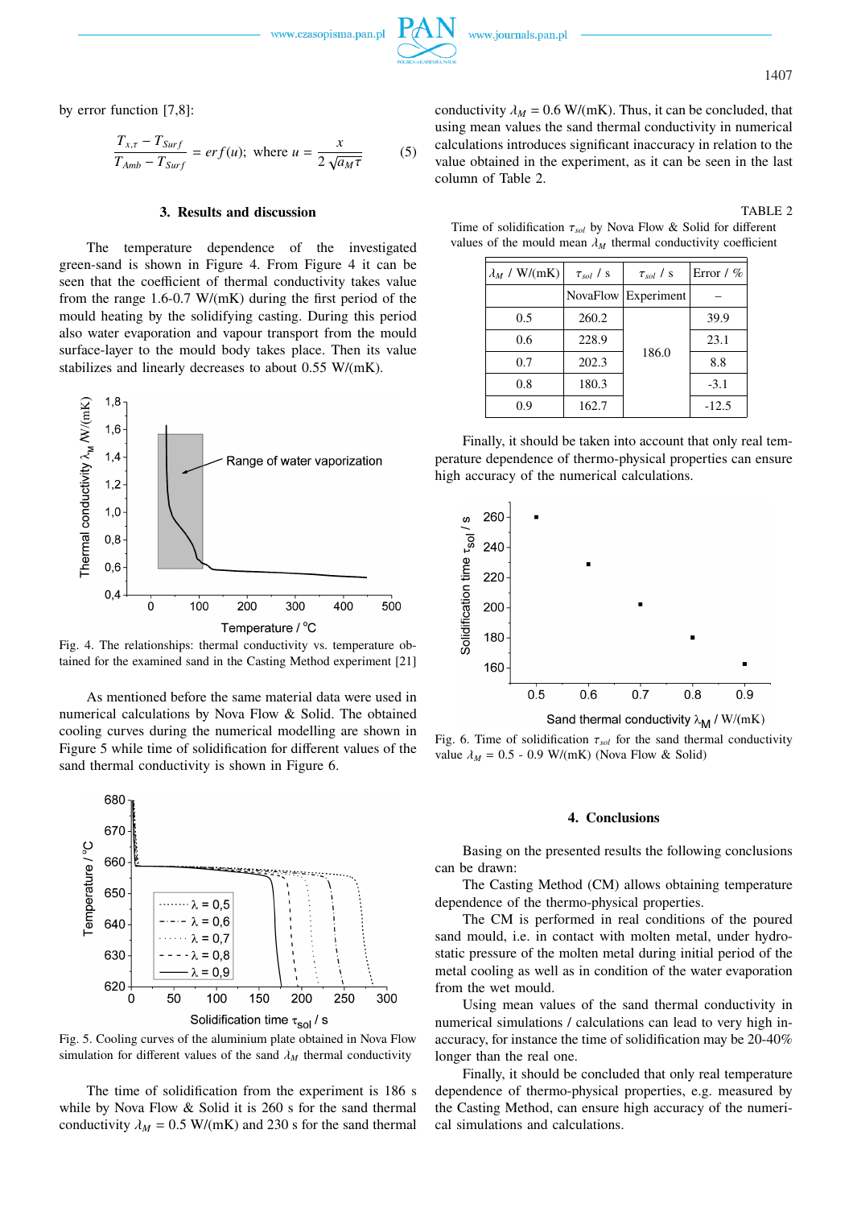by error function [7,8]:

$$\frac{T_{x,\tau} - T_{Surf}}{T_{Amb} - T_{Surf}} = erf(u); \text{ where } u = \frac{x}{2\sqrt{a_M \tau}} \tag{5}$$

## 3. Results and discussion

The temperature dependence of the investigated green-sand is shown in Figure 4. From Figure 4 it can be seen that the coefficient of thermal conductivity takes value from the range 1.6-0.7 W/(mK) during the first period of the mould heating by the solidifying casting. During this period also water evaporation and vapour transport from the mould surface-layer to the mould body takes place. Then its value stabilizes and linearly decreases to about 0.55 W/(mK).

Fig. 4. The relationships: thermal conductivity vs. temperature obtained for the examined sand in the Casting Method experiment [21]

As mentioned before the same material data were used in numerical calculations by Nova Flow & Solid. The obtained cooling curves during the numerical modelling are shown in Figure 5 while time of solidification for different values of the sand thermal conductivity is shown in Figure 6.

Fig. 5. Cooling curves of the aluminium plate obtained in Nova Flow simulation for different values of the sand $\lambda_M$ thermal conductivity

The time of solidification from the experiment is 186 s while by Nova Flow & Solid it is 260 s for the sand thermal conductivity $\lambda_M$ = 0.5 W/(mK) and 230 s for the sand thermal conductivity $\lambda_M$ = 0.6 W/(mK). Thus, it can be concluded, that using mean values the sand thermal conductivity in numerical calculations introduces significant inaccuracy in relation to the value obtained in the experiment, as it can be seen in the last column of Table 2.

TABLE 2

Time of solidification $\tau_{sol}$ by Nova Flow & Solid for different values of the mould mean $\lambda_M$ thermal conductivity coefficient

| $\lambda_M$ / W/(mK) | $\tau_{sol}$ / s | $\tau_{sol}$ / s | Error / % |
|---|---|---|---|
| | NovaFlow | Experiment | – |
| 0.5 | 260.2 | 186.0 | 39.9 |
| 0.6 | 228.9 | | 23.1 |
| 0.7 | 202.3 | | 8.8 |
| 0.8 | 180.3 | | -3.1 |
| 0.9 | 162.7 | | -12.5 |

Finally, it should be taken into account that only real temperature dependence of thermo-physical properties can ensure high accuracy of the numerical calculations.

Fig. 6. Time of solidification $\tau_{sol}$ for the sand thermal conductivity value $\lambda_M$ = 0.5 - 0.9 W/(mK) (Nova Flow & Solid)

## 4. Conclusions

Basing on the presented results the following conclusions can be drawn:

The Casting Method (CM) allows obtaining temperature dependence of the thermo-physical properties.

The CM is performed in real conditions of the poured sand mould, i.e. in contact with molten metal, under hydrostatic pressure of the molten metal during initial period of the metal cooling as well as in condition of the water evaporation from the wet mould.

Using mean values of the sand thermal conductivity in numerical simulations / calculations can lead to very high inaccuracy, for instance the time of solidification may be 20-40% longer than the real one.

Finally, it should be concluded that only real temperature dependence of thermo-physical properties, e.g. measured by the Casting Method, can ensure high accuracy of the numerical simulations and calculations.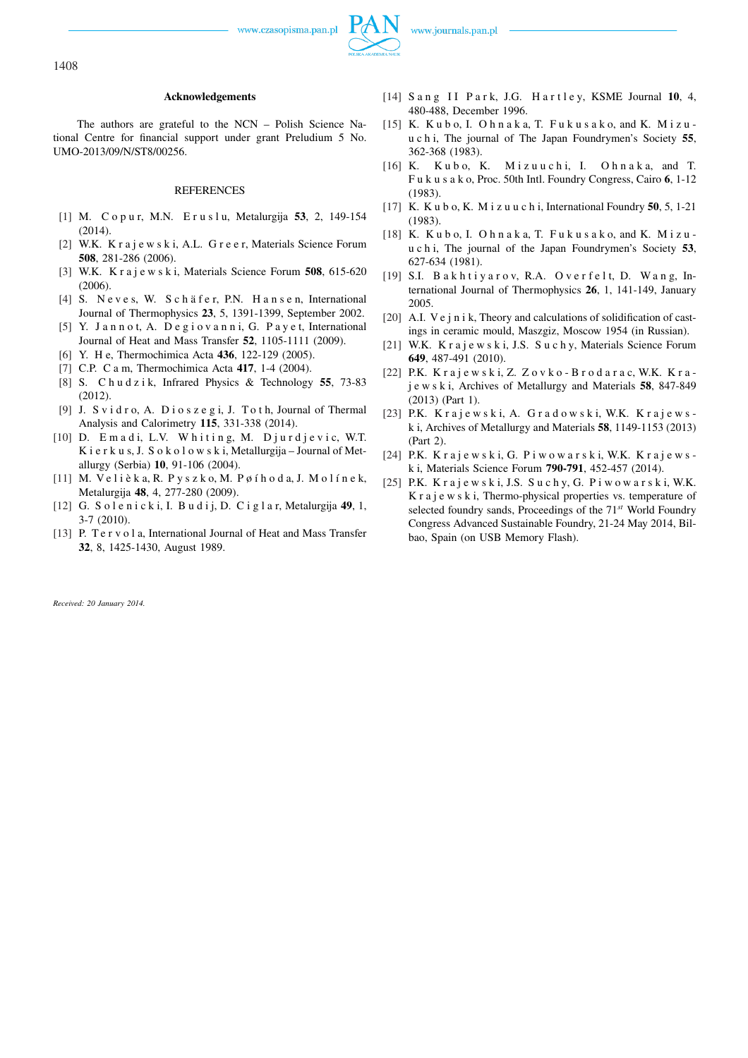## Acknowledgements

The authors are grateful to the NCN – Polish Science National Centre for financial support under grant Preludium 5 No. UMO-2013/09/N/ST8/00256.

## REFERENCES

[1] M. Copur, M.N. Eruslu, Metalurgija **53**, 2, 149-154 (2014).

[2] W.K. Krajewski, A.L. Greer, Materials Science Forum **508**, 281-286 (2006).

[3] W.K. Krajewski, Materials Science Forum **508**, 615-620 (2006).

[4] S. Neves, W. Schäfer, P.N. Hansen, International Journal of Thermophysics **23**, 5, 1391-1399, September 2002.

[5] Y. Jannot, A. Degiovanni, G. Payet, International Journal of Heat and Mass Transfer **52**, 1105-1111 (2009).

[6] Y. He, Thermochimica Acta **436**, 122-129 (2005).

[7] C.P. Cam, Thermochimica Acta **417**, 1-4 (2004).

[8] S. Chudzik, Infrared Physics & Technology **55**, 73-83 (2012).

[9] J. Svidro, A. Dioszegi, J. Toth, Journal of Thermal Analysis and Calorimetry **115**, 331-338 (2014).

[10] D. Emadi, L.V. Whiting, M. Djurdjevic, W.T. Kierkus, J. Sokolowski, Metallurgija – Journal of Metallurgy (Serbia) **10**, 91-106 (2004).

[11] M. Velièka, R. Pyszko, M. Pøíhoda, J. Molínek, Metalurgija **48**, 4, 277-280 (2009).

[12] G. Solenicki, I. Budij, D. Ciglar, Metalurgija **49**, 1, 3-7 (2010).

[13] P. Tervola, International Journal of Heat and Mass Transfer **32**, 8, 1425-1430, August 1989.

[14] Sang II Park, J.G. Hartley, KSME Journal **10**, 4, 480-488, December 1996.

[15] K. Kubo, I. Ohnaka, T. Fukusako, and K. Mizuuchi, The journal of The Japan Foundrymen's Society **55**, 362-368 (1983).

[16] K. Kubo, K. Mizuuchi, I. Ohnaka, and T. Fukusako, Proc. 50th Intl. Foundry Congress, Cairo **6**, 1-12 (1983).

[17] K. Kubo, K. Mizuuchi, International Foundry **50**, 5, 1-21 (1983).

[18] K. Kubo, I. Ohnaka, T. Fukusako, and K. Mizuuchi, The journal of the Japan Foundrymen's Society **53**, 627-634 (1981).

[19] S.I. Bakhtiyarov, R.A. Overfelt, D. Wang, International Journal of Thermophysics **26**, 1, 141-149, January 2005.

[20] A.I. Vejnik, Theory and calculations of solidification of castings in ceramic mould, Maszgiz, Moscow 1954 (in Russian).

[21] W.K. Krajewski, J.S. Suchy, Materials Science Forum **649**, 487-491 (2010).

[22] P.K. Krajewski, Z. Zovko-Brodarac, W.K. Krajewski, Archives of Metallurgy and Materials **58**, 847-849 (2013) (Part 1).

[23] P.K. Krajewski, A. Gradowski, W.K. Krajewski, Archives of Metallurgy and Materials **58**, 1149-1153 (2013) (Part 2).

[24] P.K. Krajewski, G. Piwowarski, W.K. Krajewski, Materials Science Forum **790-791**, 452-457 (2014).

[25] P.K. Krajewski, J.S. Suchy, G. Piwowarski, W.K. Krajewski, Thermo-physical properties vs. temperature of selected foundry sands, Proceedings of the 71st World Foundry Congress Advanced Sustainable Foundry, 21-24 May 2014, Bilbao, Spain (on USB Memory Flash).

*Received: 20 January 2014.*